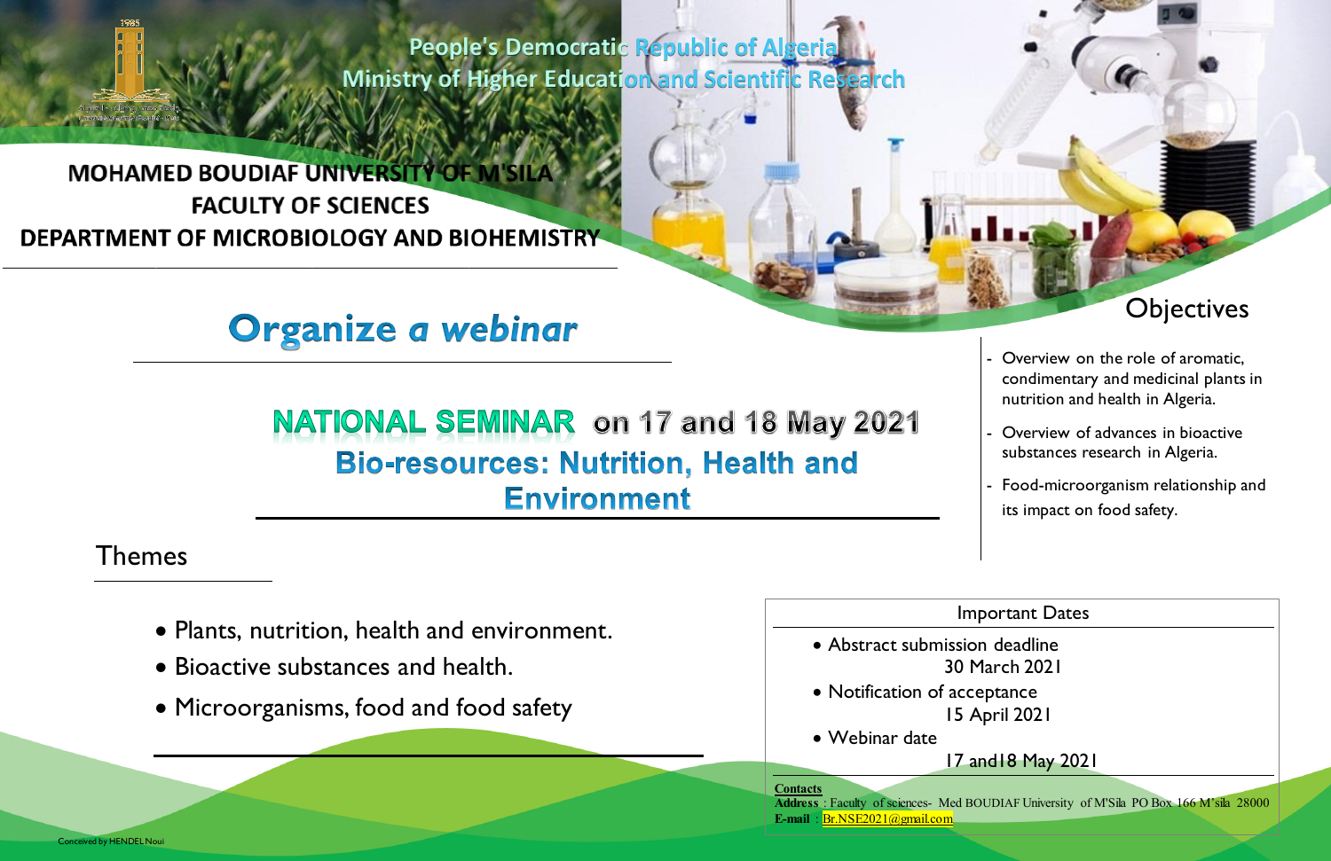People's Democratic Republic of Algeria
Ministry of Higher Education and Scientific Research

**MOHAMED BOUDIAF UNIVERSITY OF M'SILA**
**FACULTY OF SCIENCES**
**DEPARTMENT OF MICROBIOLOGY AND BIOHEMISTRY**

# Organize *a webinar*

## NATIONAL SEMINAR on 17 and 18 May 2021
## Bio-resources: Nutrition, Health and Environment

## Objectives

- Overview on the role of aromatic, condimentary and medicinal plants in nutrition and health in Algeria.
- Overview of advances in bioactive substances research in Algeria.
- Food-microorganism relationship and its impact on food safety.

## Themes

- Plants, nutrition, health and environment.
- Bioactive substances and health.
- Microorganisms, food and food safety

## Important Dates

- Abstract submission deadline
  30 March 2021
- Notification of acceptance
  15 April 2021
- Webinar date
  17 and18 May 2021

**Contacts**
**Address** : Faculty of sciences- Med BOUDIAF University of M'Sila PO Box 166 M'sila 28000
**E-mail** : Br.NSE2021@gmail.com

Conceived by HENDEL Noui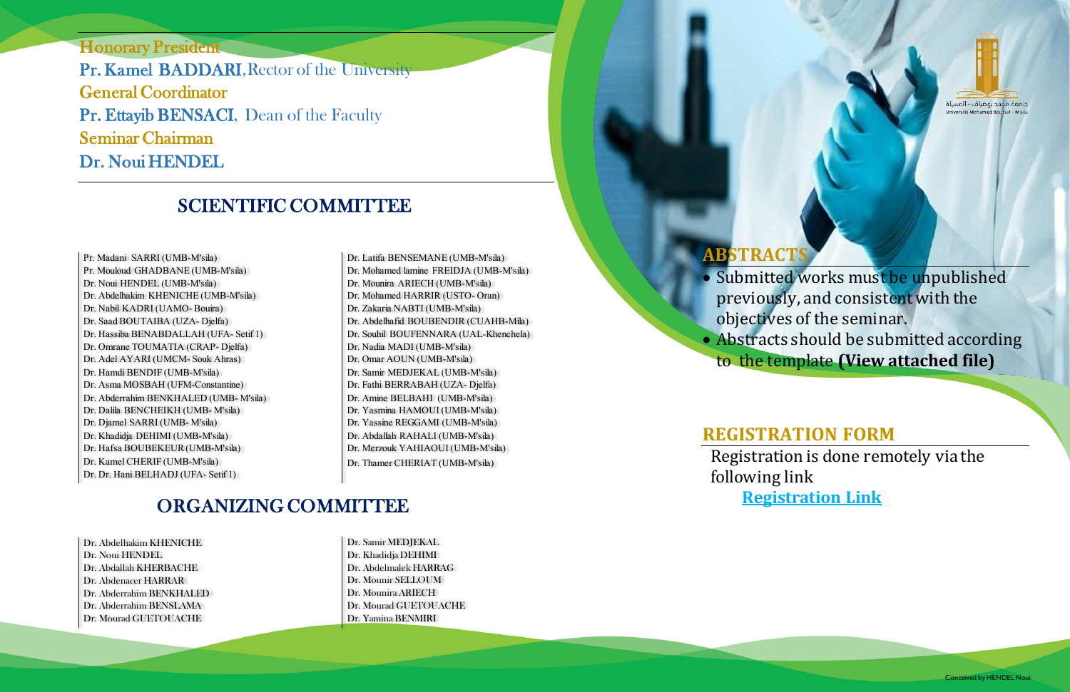**Honorary President**
**Pr. Kamel BADDARI**, Rector of the University
**General Coordinator**
**Pr. Ettayib BENSACI**, Dean of the Faculty
**Seminar Chairman**
**Dr. Noui HENDEL**

## SCIENTIFIC COMMITTEE

Pr. Madani SARRI (UMB-M'sila)
Pr. Mouloud GHADBANE (UMB-M'sila)
Pr. Noui HENDEL (UMB-M'sila)
Dr. Abdelhakim KHENICHE (UMB-M'sila)
Dr. Nabil KADRI (UAMO- Bouira)
Dr. Saad BOUTAIBA (UZA- Djelfa)
Dr. Hassiba BENABDALLAH (UFA- Setif 1)
Dr. Omrane TOUMATIA (CRAP- Djelfa)
Dr. Adel AYARI (UMCM- Souk Ahras)
Dr. Hamdi BENDIF (UMB-M'sila)
Dr. Asma MOSBAH (UFM-Constantine)
Dr. Abderrahim BENKHALED (UMB- M'sila)
Dr. Dalila BENCHEIKH (UMB- M'sila)
Dr. Djamel SARRI (UMB- M'sila)
Dr. Khadidja DEHIMI (UMB-M'sila)
Dr. Hafsa BOUBEKEUR (UMB-M'sila)
Dr. Kamel CHERIF (UMB-M'sila)
Dr. Dr. Hani BELHADJ (UFA- Setif 1)
Dr. Latifa BENSEMANE (UMB-M'sila)
Dr. Mohamed lamine FREIDJA (UMB-M'sila)
Dr. Mounira ARIECH (UMB-M'sila)
Dr. Mohamed HARRIR (USTO- Oran)
Dr. Zakaria NABTI (UMB-M'sila)
Dr. Abdelhafid BOUBENDIR (CUAHB-Mila)
Dr. Souhil BOUFENNARA (UAL-Khenchela)
Dr. Nadia MADI (UMB-M'sila)
Dr. Omar AOUN (UMB-M'sila)
Dr. Samir MEDJEKAL (UMB-M'sila)
Dr. Fathi BERRABAH (UZA- Djelfa)
Dr. Amine BELBAHI (UMB-M'sila)
Dr. Yasmina HAMOUI (UMB-M'sila)
Dr. Yassine REGGAMI (UMB-M'sila)
Dr. Abdallah RAHALI (UMB-M'sila)
Dr. Merzouk YAHIAOUI (UMB-M'sila)
Dr. Thamer CHERIAT (UMB-M'sila)

## ORGANIZING COMMITTEE

Dr. Abdelhakim KHENICHE
Dr. Noui HENDEL
Dr. Abdallah KHERBACHE
Dr. Abdenacer HARRAR
Dr. Abderrahim BENKHALED
Dr. Abderrahim BENSLAMA
Dr. Mourad GUETOUACHE
Dr. Samir MEDJEKAL
Dr. Khadidja DEHIMI
Dr. Abdelmalek HARRAG
Dr. Mounir SELLOUM
Dr. Mounira ARIECH
Dr. Mourad GUETOUACHE
Dr. Yamina BENMIRI

جامعة محمد بوضياف - المسيلة
Université Mohamed Boudiaf - M'sila

## ABSTRACTS

- Submitted works must be unpublished previously, and consistent with the objectives of the seminar.
- Abstracts should be submitted according to the template **(View attached file)**

## REGISTRATION FORM

Registration is done remotely via the following link
**Registration Link**

Conceived by HENDEL Noui